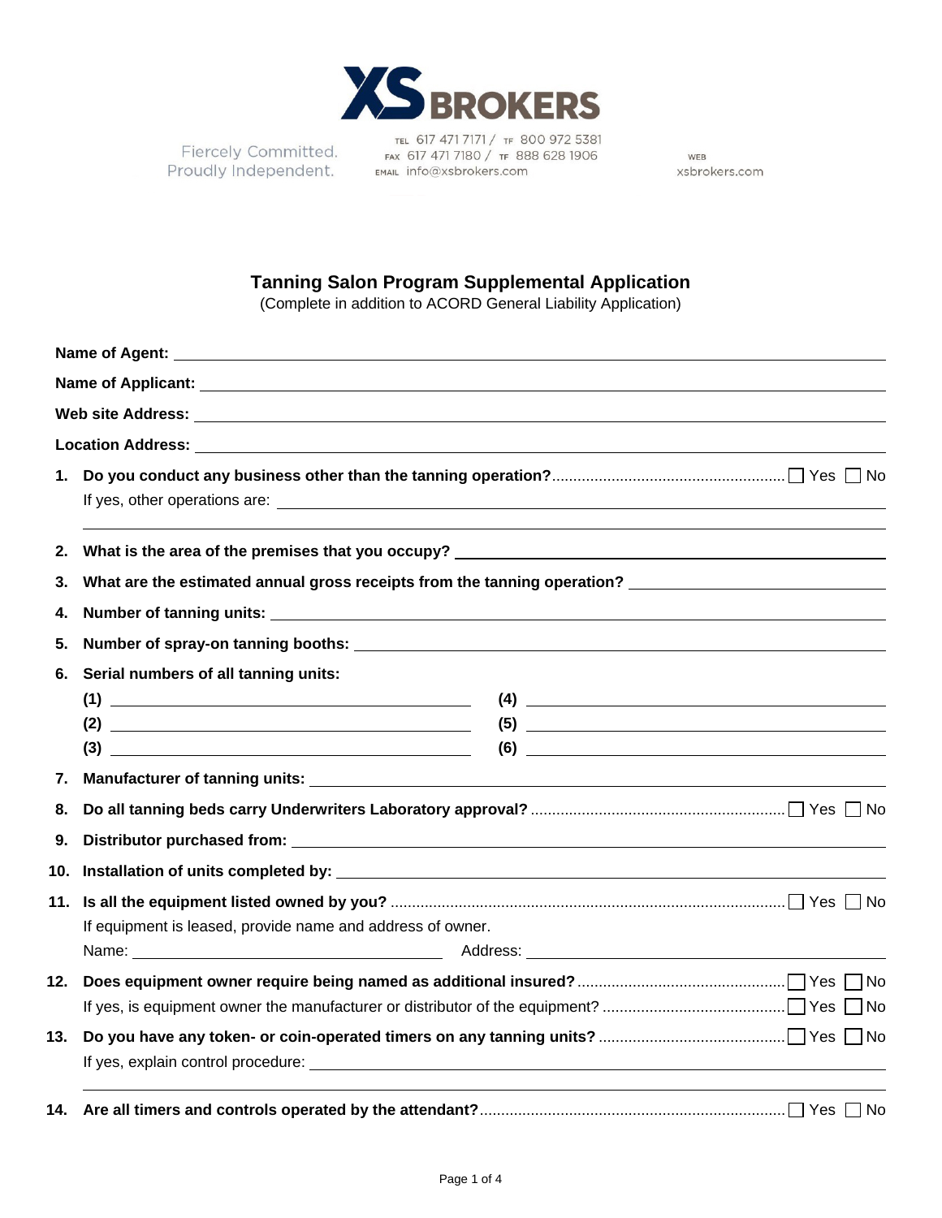XS BROKERS

Fiercely Committed.
Proudly Independent.

TEL 617 471 7171 / TF 800 972 5381
FAX 617 471 7180 / TF 888 628 1906
EMAIL info@xsbrokers.com

WEB
xsbrokers.com

## Tanning Salon Program Supplemental Application

(Complete in addition to ACORD General Liability Application)

**Name of Agent:** ____________________

**Name of Applicant:** ____________________

**Web site Address:** ____________________

**Location Address:** ____________________

1. **Do you conduct any business other than the tanning operation?** ☐ Yes ☐ No
   If yes, other operations are: ____________________

2. **What is the area of the premises that you occupy?** ____________________

3. **What are the estimated annual gross receipts from the tanning operation?** ____________________

4. **Number of tanning units:** ____________________

5. **Number of spray-on tanning booths:** ____________________

6. **Serial numbers of all tanning units:**
   **(1)** ____________________ **(4)** ____________________
   **(2)** ____________________ **(5)** ____________________
   **(3)** ____________________ **(6)** ____________________

7. **Manufacturer of tanning units:** ____________________

8. **Do all tanning beds carry Underwriters Laboratory approval?** ☐ Yes ☐ No

9. **Distributor purchased from:** ____________________

10. **Installation of units completed by:** ____________________

11. **Is all the equipment listed owned by you?** ☐ Yes ☐ No
    If equipment is leased, provide name and address of owner.
    Name: ____________________ Address: ____________________

12. **Does equipment owner require being named as additional insured?** ☐ Yes ☐ No
    If yes, is equipment owner the manufacturer or distributor of the equipment? ☐ Yes ☐ No

13. **Do you have any token- or coin-operated timers on any tanning units?** ☐ Yes ☐ No
    If yes, explain control procedure: ____________________

14. **Are all timers and controls operated by the attendant?** ☐ Yes ☐ No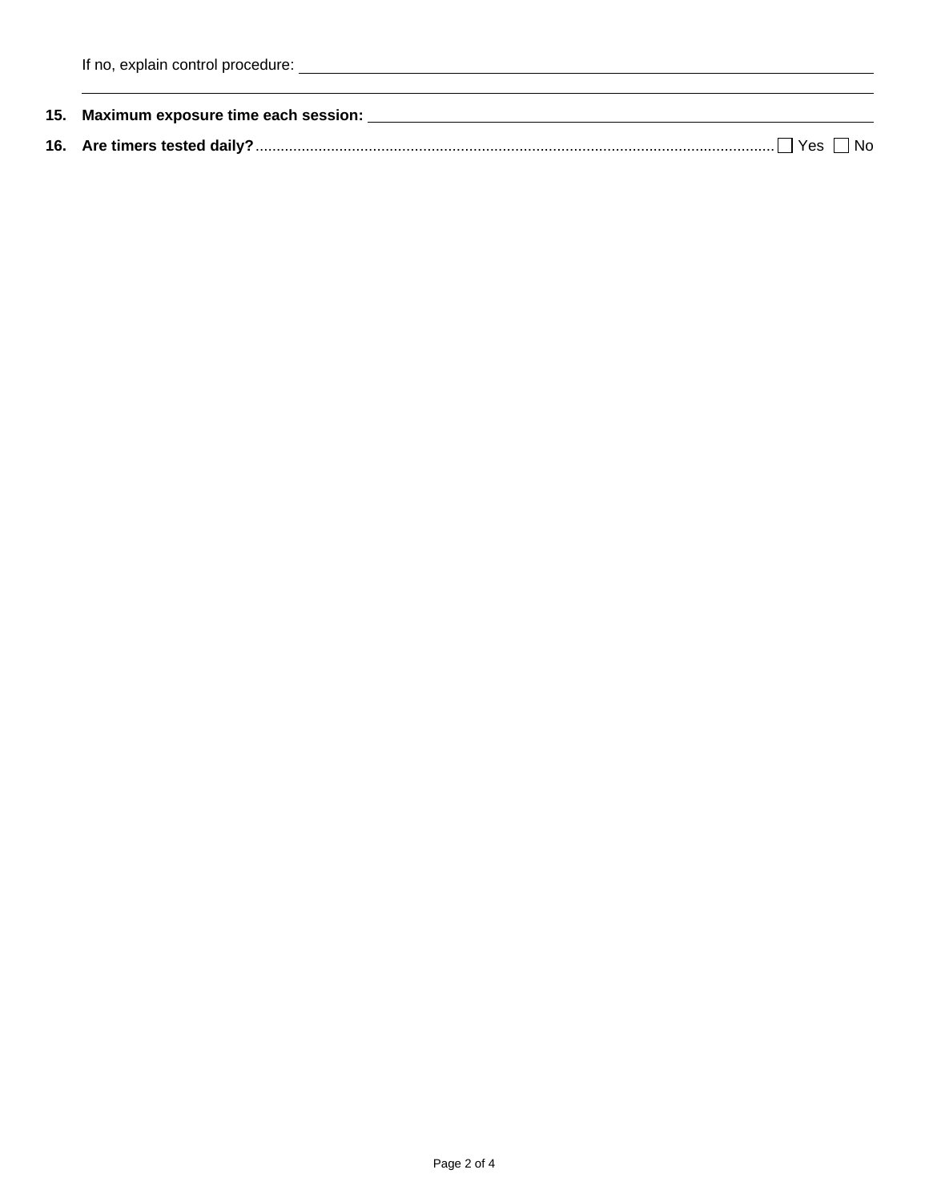If no, explain control procedure: ______________________________________________

______________________________________________

**15. Maximum exposure time each session:** ______________________________________________

**16. Are timers tested daily?**.......................................................................................................... ☐ Yes ☐ No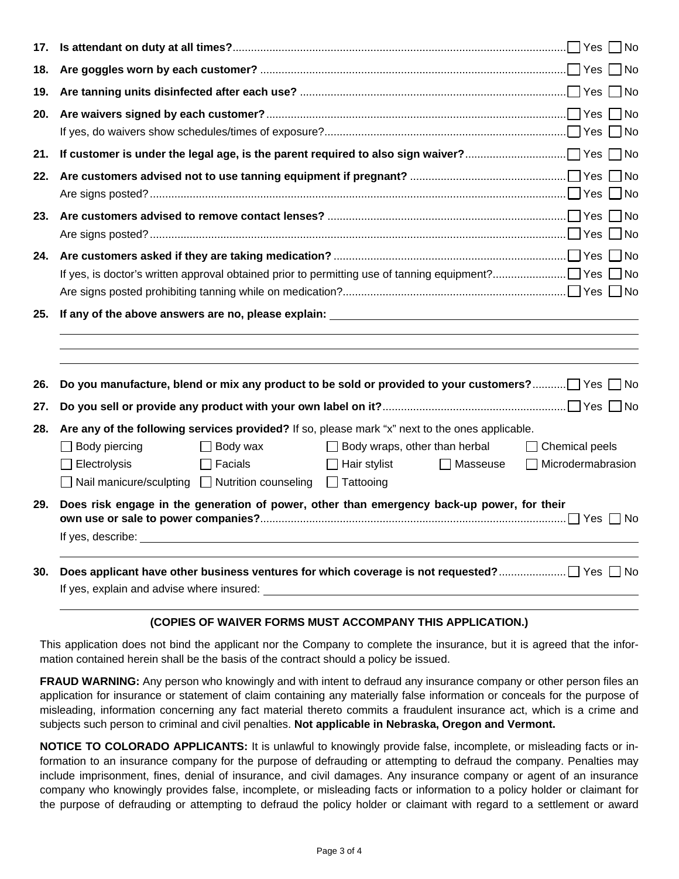17. **Is attendant on duty at all times?** ☐ Yes ☐ No

18. **Are goggles worn by each customer?** ☐ Yes ☐ No

19. **Are tanning units disinfected after each use?** ☐ Yes ☐ No

20. **Are waivers signed by each customer?** ☐ Yes ☐ No
    If yes, do waivers show schedules/times of exposure? ☐ Yes ☐ No

21. **If customer is under the legal age, is the parent required to also sign waiver?** ☐ Yes ☐ No

22. **Are customers advised not to use tanning equipment if pregnant?** ☐ Yes ☐ No
    Are signs posted? ☐ Yes ☐ No

23. **Are customers advised to remove contact lenses?** ☐ Yes ☐ No
    Are signs posted? ☐ Yes ☐ No

24. **Are customers asked if they are taking medication?** ☐ Yes ☐ No
    If yes, is doctor's written approval obtained prior to permitting use of tanning equipment? ☐ Yes ☐ No
    Are signs posted prohibiting tanning while on medication? ☐ Yes ☐ No

25. **If any of the above answers are no, please explain:** ______________________________

______________________________

______________________________

______________________________

26. **Do you manufacture, blend or mix any product to be sold or provided to your customers?** ☐ Yes ☐ No

27. **Do you sell or provide any product with your own label on it?** ☐ Yes ☐ No

28. **Are any of the following services provided?** If so, please mark "x" next to the ones applicable.

☐ Body piercing ☐ Body wax ☐ Body wraps, other than herbal ☐ Chemical peels
☐ Electrolysis ☐ Facials ☐ Hair stylist ☐ Masseuse ☐ Microdermabrasion
☐ Nail manicure/sculpting ☐ Nutrition counseling ☐ Tattooing

29. **Does risk engage in the generation of power, other than emergency back-up power, for their own use or sale to power companies?** ☐ Yes ☐ No
    If yes, describe: ______________________________

______________________________

30. **Does applicant have other business ventures for which coverage is not requested?** ☐ Yes ☐ No
    If yes, explain and advise where insured: ______________________________

______________________________

**(COPIES OF WAIVER FORMS MUST ACCOMPANY THIS APPLICATION.)**

This application does not bind the applicant nor the Company to complete the insurance, but it is agreed that the information contained herein shall be the basis of the contract should a policy be issued.

**FRAUD WARNING:** Any person who knowingly and with intent to defraud any insurance company or other person files an application for insurance or statement of claim containing any materially false information or conceals for the purpose of misleading, information concerning any fact material thereto commits a fraudulent insurance act, which is a crime and subjects such person to criminal and civil penalties. **Not applicable in Nebraska, Oregon and Vermont.**

**NOTICE TO COLORADO APPLICANTS:** It is unlawful to knowingly provide false, incomplete, or misleading facts or information to an insurance company for the purpose of defrauding or attempting to defraud the company. Penalties may include imprisonment, fines, denial of insurance, and civil damages. Any insurance company or agent of an insurance company who knowingly provides false, incomplete, or misleading facts or information to a policy holder or claimant for the purpose of defrauding or attempting to defraud the policy holder or claimant with regard to a settlement or award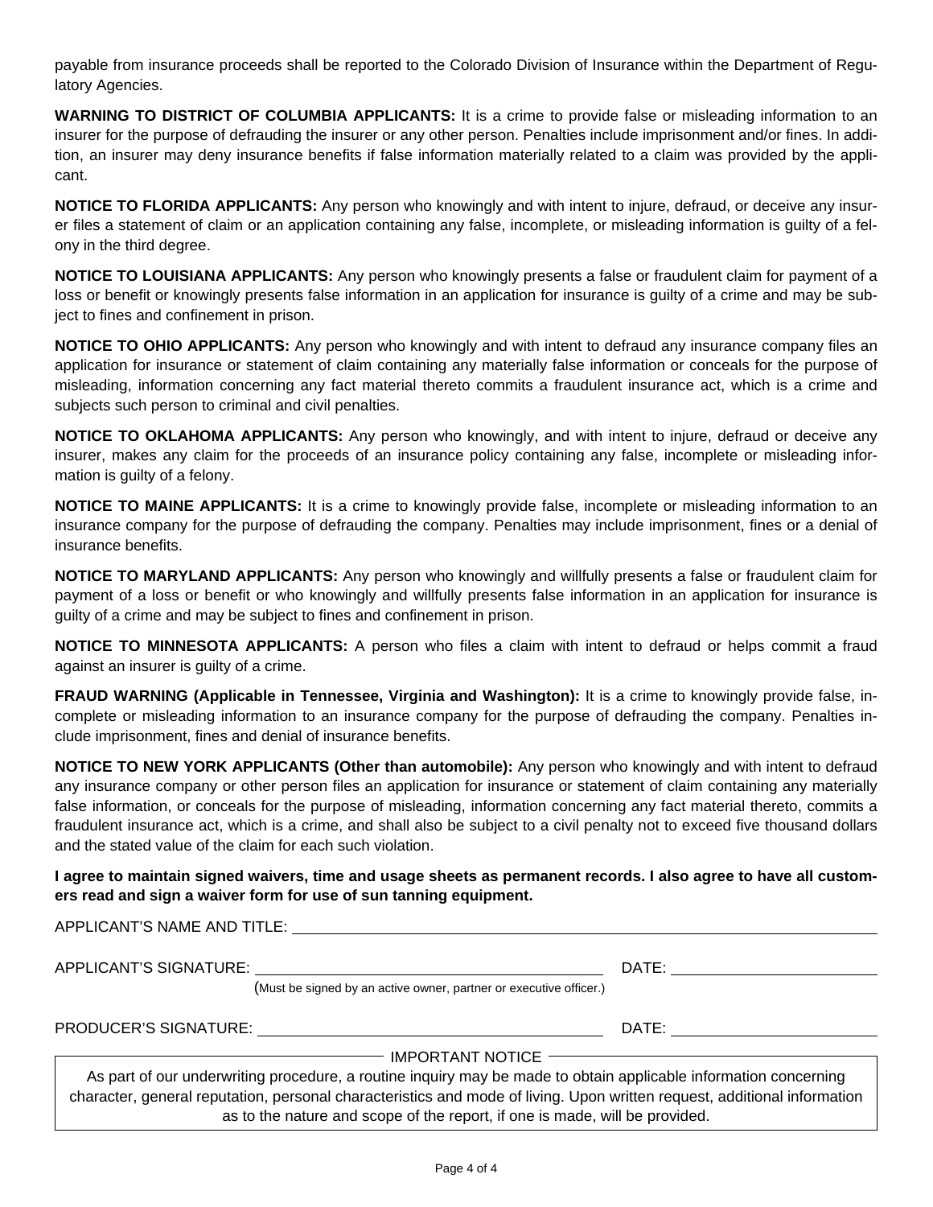payable from insurance proceeds shall be reported to the Colorado Division of Insurance within the Department of Regulatory Agencies.

**WARNING TO DISTRICT OF COLUMBIA APPLICANTS:** It is a crime to provide false or misleading information to an insurer for the purpose of defrauding the insurer or any other person. Penalties include imprisonment and/or fines. In addition, an insurer may deny insurance benefits if false information materially related to a claim was provided by the applicant.

**NOTICE TO FLORIDA APPLICANTS:** Any person who knowingly and with intent to injure, defraud, or deceive any insurer files a statement of claim or an application containing any false, incomplete, or misleading information is guilty of a felony in the third degree.

**NOTICE TO LOUISIANA APPLICANTS:** Any person who knowingly presents a false or fraudulent claim for payment of a loss or benefit or knowingly presents false information in an application for insurance is guilty of a crime and may be subject to fines and confinement in prison.

**NOTICE TO OHIO APPLICANTS:** Any person who knowingly and with intent to defraud any insurance company files an application for insurance or statement of claim containing any materially false information or conceals for the purpose of misleading, information concerning any fact material thereto commits a fraudulent insurance act, which is a crime and subjects such person to criminal and civil penalties.

**NOTICE TO OKLAHOMA APPLICANTS:** Any person who knowingly, and with intent to injure, defraud or deceive any insurer, makes any claim for the proceeds of an insurance policy containing any false, incomplete or misleading information is guilty of a felony.

**NOTICE TO MAINE APPLICANTS:** It is a crime to knowingly provide false, incomplete or misleading information to an insurance company for the purpose of defrauding the company. Penalties may include imprisonment, fines or a denial of insurance benefits.

**NOTICE TO MARYLAND APPLICANTS:** Any person who knowingly and willfully presents a false or fraudulent claim for payment of a loss or benefit or who knowingly and willfully presents false information in an application for insurance is guilty of a crime and may be subject to fines and confinement in prison.

**NOTICE TO MINNESOTA APPLICANTS:** A person who files a claim with intent to defraud or helps commit a fraud against an insurer is guilty of a crime.

**FRAUD WARNING (Applicable in Tennessee, Virginia and Washington):** It is a crime to knowingly provide false, incomplete or misleading information to an insurance company for the purpose of defrauding the company. Penalties include imprisonment, fines and denial of insurance benefits.

**NOTICE TO NEW YORK APPLICANTS (Other than automobile):** Any person who knowingly and with intent to defraud any insurance company or other person files an application for insurance or statement of claim containing any materially false information, or conceals for the purpose of misleading, information concerning any fact material thereto, commits a fraudulent insurance act, which is a crime, and shall also be subject to a civil penalty not to exceed five thousand dollars and the stated value of the claim for each such violation.

**I agree to maintain signed waivers, time and usage sheets as permanent records. I also agree to have all customers read and sign a waiver form for use of sun tanning equipment.**

APPLICANT'S NAME AND TITLE: ______________________________

APPLICANT'S SIGNATURE: ______________________________ DATE: ______________

(Must be signed by an active owner, partner or executive officer.)

PRODUCER'S SIGNATURE: ______________________________ DATE: ______________

**IMPORTANT NOTICE**

As part of our underwriting procedure, a routine inquiry may be made to obtain applicable information concerning character, general reputation, personal characteristics and mode of living. Upon written request, additional information as to the nature and scope of the report, if one is made, will be provided.